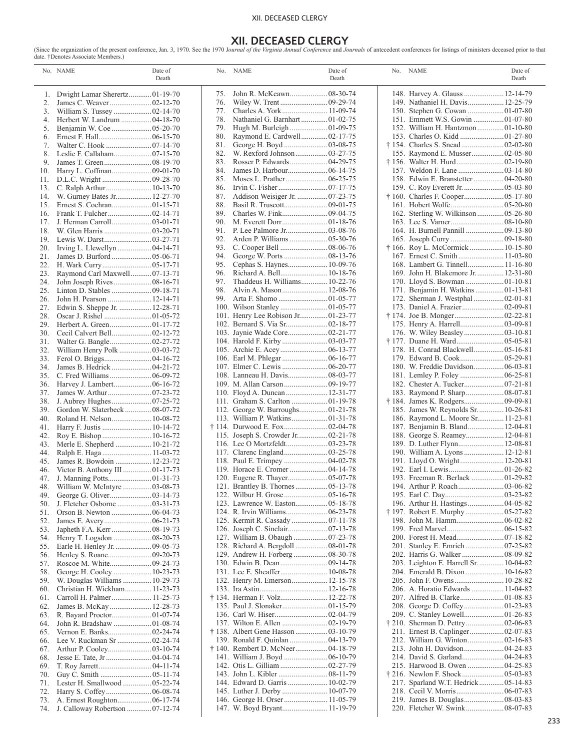## XII. DECEASED CLERGY

(Since the organization of the present conference, Jan. 3, 1970. See the 1970 *Journal of the Virginia Annual Conference* and *Journals* of antecedent conferences for listings of ministers deceased prior to that date. †Denotes Associate Members.)

| No. | NAME | Date of Death |
|---|---|---|
| 1. | Dwight Lamar Sherertz | 01-19-70 |
| 2. | James C. Weaver | 02-12-70 |
| 3. | William S. Tussey | 02-14-70 |
| 4. | Herbert W. Landrum | 04-18-70 |
| 5. | Benjamin W. Coe | 05-20-70 |
| 6. | Ernest F. Hall | 06-15-70 |
| 7. | Walter C. Hook | 07-14-70 |
| 8. | Leslie F. Callaham | 07-15-70 |
| 9. | James T. Green | 08-19-70 |
| 10. | Harry L. Coffman | 09-01-70 |
| 11. | D.L.C. Wright | 09-28-70 |
| 13. | C. Ralph Arthur | 10-13-70 |
| 14. | W. Gurney Bates Jr. | 12-27-70 |
| 15. | Ernest S. Cochran | 01-15-71 |
| 16. | Frank T. Fulcher | 02-14-71 |
| 17. | J. Herman Carroll | 03-01-71 |
| 18. | W. Glen Harris | 03-20-71 |
| 19. | Lewis W. Darst | 03-27-71 |
| 20. | Irving L. Llewellyn | 04-14-71 |
| 21. | James D. Burford | 05-06-71 |
| 22. | H. Wark Curry | 05-17-71 |
| 23. | Raymond Carl Maxwell | 07-13-71 |
| 24. | John Joseph Rives | 08-16-71 |
| 25. | Linton D. Stables | 09-18-71 |
| 26. | John H. Pearson | 12-14-71 |
| 27. | Edwin S. Sheppe Jr. | 12-28-71 |
| 28. | Oscar J. Rishel | 01-05-72 |
| 29. | Herbert A. Green | 01-17-72 |
| 30. | Cecil Calvert Bell | 02-12-72 |
| 31. | Walter G. Bangle | 02-27-72 |
| 32. | William Henry Polk | 03-03-72 |
| 33. | Ferol O. Briggs | 04-16-72 |
| 34. | James B. Hedrick | 04-21-72 |
| 35. | C. Fred Williams | 06-09-72 |
| 36. | Harvey J. Lambert | 06-16-72 |
| 37. | James W. Arthur | 07-23-72 |
| 38. | J. Aubrey Hughes | 07-25-72 |
| 39. | Gordon W. Slaterbeck | 08-07-72 |
| 40. | Roland H. Nelson | 10-08-72 |
| 41. | Harry F. Justis | 10-14-72 |
| 42. | Roy E. Bishop | 10-16-72 |
| 43. | Merle E. Shepherd | 10-21-72 |
| 44. | Ralph E. Haga | 11-03-72 |
| 45. | James R. Bowdoin | 12-23-72 |
| 46. | Victor B. Anthony III | 01-17-73 |
| 47. | J. Manning Potts | 01-31-73 |
| 48. | William W. McIntyre | 03-08-73 |
| 49. | George G. Oliver | 03-14-73 |
| 50. | J. Fletcher Osborne | 03-31-73 |
| 51. | Orson B. Newton | 06-04-73 |
| 52. | James E. Avery | 06-21-73 |
| 53. | Japheth F.A. Kerr | 08-19-73 |
| 54. | Henry T. Logsdon | 08-20-73 |
| 55. | Earle H. Henley Jr. | 09-05-73 |
| 56. | Henley S. Roane | 09-20-73 |
| 57. | Roscoe M. White | 09-24-73 |
| 58. | George H. Cooley | 10-23-73 |
| 59. | W. Douglas Williams | 10-29-73 |
| 60. | Christian H. Wickham | 11-23-73 |
| 61. | Carroll H. Palmer | 11-25-73 |
| 62. | James B. McKay | 12-28-73 |
| 63. | R. Bayard Proctor | 01-07-74 |
| 64. | John R. Bradshaw | 01-08-74 |
| 65. | Vernon E. Banks | 02-24-74 |
| 66. | Lee V. Ruckman Sr | 02-24-74 |
| 67. | Arthur P. Cooley | 03-10-74 |
| 68. | Jesse E. Tate, Jr | 04-04-74 |
| 69. | T. Roy Jarrett | 04-11-74 |
| 70. | Guy C. Smith | 05-11-74 |
| 71. | Lester H. Smallwood | 05-22-74 |
| 72. | Harry S. Coffey | 06-08-74 |
| 73. | A. Ernest Roughton | 06-17-74 |
| 74. | J. Calloway Robertson | 07-12-74 |
| 75. | John R. McKeawn | 08-30-74 |
| 76. | Wiley W. Trent | 09-29-74 |
| 77. | Charles A. York | 11-09-74 |
| 78. | Nathaniel G. Barnhart | 01-02-75 |
| 79. | Hugh M. Burleigh | 01-09-75 |
| 80. | Raymond E. Cardwell | 02-17-75 |
| 81. | George H. Boyd | 03-08-75 |
| 82. | W. Rexford Johnson | 03-27-75 |
| 83. | Rosser P. Edwards | 04-29-75 |
| 84. | James D. Harbour | 06-14-75 |
| 85. | Moses L. Prather | 06-25-75 |
| 86. | Irvin C. Fisher | 07-17-75 |
| 87. | Addison Weisiger Jr. | 07-23-75 |
| 88. | Basil R. Truscott | 09-01-75 |
| 89. | Charles W. Fink | 09-04-75 |
| 90. | M. Everett Dorr | 01-18-76 |
| 91. | P. Lee Palmore Jr. | 03-08-76 |
| 92. | Arden P. Williams | 05-30-76 |
| 93. | C. Cooper Bell | 08-06-76 |
| 94. | George W. Ports | 08-13-76 |
| 95. | Cephas S. Haynes | 10-09-76 |
| 96. | Richard A. Bell | 10-18-76 |
| 97. | Thaddeus H. Williams | 10-22-76 |
| 98. | Alvin A. Mason | 12-08-76 |
| 99. | Arta F. Shomo | 01-05-77 |
| 100. | Wilson Stanley | 01-05-77 |
| 101. | Henry Lee Robison Jr. | 01-23-77 |
| 102. | Bernard S. Via Sr. | 02-18-77 |
| 103. | Jaynie Wade Core | 02-21-77 |
| 104. | Harold F. Kirby | 03-03-77 |
| 105. | Archie E. Acey | 06-13-77 |
| 106. | Earl M. Phlegar | 06-16-77 |
| 107. | Elmer C. Lewis | 06-20-77 |
| 108. | Lanneau H. Davis | 08-03-77 |
| 109. | M. Allan Carson | 09-19-77 |
| 110. | Floyd A. Duncan | 12-31-77 |
| 111. | Graham S. Carlton | 01-19-78 |
| 112. | George W. Burroughs | 01-21-78 |
| 113. | William P. Watkins | 01-31-78 |
| † 114. | Durwood E. Fox | 02-04-78 |
| 115. | Joseph S. Crowder Jr. | 02-21-78 |
| 116. | Lee O Mortzfeldt | 03-23-78 |
| 117. | Clarenc England | 03-25-78 |
| 118. | Paul E. Trimpey | 04-02-78 |
| 119. | Horace E. Cromer | 04-14-78 |
| 120. | Eugene R. Thayer | 05-07-78 |
| 121. | Brantley B. Thornes | 05-13-78 |
| 122. | Wilbur H. Grose | 05-16-78 |
| 123. | Lawrence W. Easton | 05-18-78 |
| 124. | R. Irvin Williams | 06-23-78 |
| 125. | Kermit R. Cassady | 07-11-78 |
| 126. | Joseph C. Sinclair | 07-13-78 |
| 127. | William B. Obaugh | 07-23-78 |
| 128. | Richard A. Bergdoll | 08-01-78 |
| 129. | Andrew H. Forberg | 08-30-78 |
| 130. | Edwin B. Dean | 09-14-78 |
| 131. | Lee E. Sheaffer | 10-08-78 |
| 132. | Henry M. Emerson | 12-15-78 |
| 133. | Ira Astin | 12-16-78 |
| † 134. | Herman F. Volz | 12-22-78 |
| 135. | Paul J. Slonaker | 01-15-79 |
| 136. | Carl W. Hiser | 02-04-79 |
| 137. | Wilton E. Allen | 02-19-79 |
| † 138. | Albert Gene Hasson | 03-10-79 |
| 139. | Ronald F. Quinlan | 04-13-79 |
| † 140. | Rembert D. McNeer | 04-18-79 |
| 141. | William J. Boyd | 06-10-79 |
| 142. | Otis L. Gilliam | 02-27-79 |
| 143. | John L. Kibler | 08-11-79 |
| 144. | Edward D. Garris | 10-02-79 |
| 145. | Luther J. Derby | 10-07-79 |
| 146. | George H. Orser | 11-05-79 |
| 147. | W. Boyd Bryant | 11-19-79 |
| 148. | Harvey A. Glauss | 12-14-79 |
| 149. | Nathaniel H. Davis | 12-25-79 |
| 150. | Stephen G. Cowan | 01-07-80 |
| 151. | Emmett W.S. Gowin | 01-07-80 |
| 152. | William H. Hantzmon | 01-10-80 |
| 153. | Charles O. Kidd | 01-27-80 |
| † 154. | Charles S. Snead | 02-02-80 |
| 155. | Raymond E. Musser | 02-05-80 |
| † 156. | Walter H. Hurd | 02-19-80 |
| 157. | Weldon F. Lane | 03-14-80 |
| 158. | Edwin E. Branstetter | 04-20-80 |
| 159. | C. Roy Everett Jr. | 05-03-80 |
| † 160. | Charles F. Cooper | 05-17-80 |
| 161. | Hobert Wolfe | 05-20-80 |
| 162. | Sterling W. Wilkinson | 05-26-80 |
| 163. | Lee S. Varner | 08-10-80 |
| 164. | H. Burnell Pannill | 09-13-80 |
| 165. | Joseph Curry | 09-18-80 |
| † 166. | Roy L. McCormick | 10-15-80 |
| 167. | Ernest C. Smith | 11-03-80 |
| 168. | Lambert G. Tinnell | 11-16-80 |
| 169. | John H. Blakemore Jr. | 12-31-80 |
| 170. | Lloyd S. Bowman | 01-10-81 |
| 171. | Benjamin H. Watkins | 01-13-81 |
| 172. | Sherman J. Westphal | 02-01-81 |
| 173. | Daniel A. Frazier | 02-09-81 |
| † 174. | Joe B. Monger | 02-22-81 |
| 175. | Henry A. Harrell | 03-09-81 |
| 176. | W. Wiley Beasley | 03-10-81 |
| † 177. | Duane H. Ward | 05-05-81 |
| 178. | H. Conrad Blackwell | 05-16-81 |
| 179. | Edward B. Cook | 05-29-81 |
| 180. | W. Freddie Davidson | 06-03-81 |
| 181. | Lemley P. Foley | 06-25-81 |
| 182. | Chester A. Tucker | 07-21-81 |
| 183. | Raymond P. Sharp | 08-07-81 |
| † 184. | James K. Rodgers | 09-09-81 |
| 185. | James W. Reynolds Sr. | 10-26-81 |
| 186. | Raymond L. Moore Sr. | 11-23-81 |
| 187. | Benjamin B. Bland | 12-04-81 |
| 188. | George S. Reamey | 12-04-81 |
| 189. | D. Luther Flynn | 12-08-81 |
| 190. | William A. Lyons | 12-12-81 |
| 191. | Lloyd O. Wright | 12-20-81 |
| 192. | Earl I. Lewis | 01-26-82 |
| 193. | Freeman R. Berlack | 01-29-82 |
| 194. | Arthur P. Roach | 03-06-82 |
| 195. | Earl C. Day | 03-23-82 |
| 196. | Arthur H. Hastings | 04-05-82 |
| † 197. | Robert E. Murphy | 05-27-82 |
| 198. | John M. Hamm | 06-02-82 |
| 199. | Fred Marvel | 06-15-82 |
| 200. | Forest H. Mead | 07-18-82 |
| 201. | Stanley E. Emrich | 07-25-82 |
| 202. | Harris G. Walker | 08-09-82 |
| 203. | Leighton E. Harrell Sr. | 10-04-82 |
| 204. | Emerald B. Dixon | 10-16-82 |
| 205. | John F. Owens | 10-28-82 |
| 206. | A. Horatio Edwards | 11-04-82 |
| 207. | Alfred B. Clarke | 01-08-83 |
| 208. | George D. Coffey | 01-23-83 |
| 209. | C. Stanley Lowell | 01-26-83 |
| † 210. | Sherman D. Pettry | 02-06-83 |
| 211. | Ernest B. Caplinger | 02-07-83 |
| 212. | William G. Winton | 02-16-83 |
| 213. | John H. Davidson | 04-24-83 |
| 214. | David S. Garland | 04-24-83 |
| 215. | Harwood B. Owen | 04-25-83 |
| † 216. | Newlon F. Shock | 05-03-83 |
| 217. | Sparland W.T. Hedrick | 05-14-83 |
| 218. | Cecil V. Morris | 06-07-83 |
| 219. | James B. Douglas | 08-03-83 |
| 220. | Fletcher W. Swink | 08-07-83 |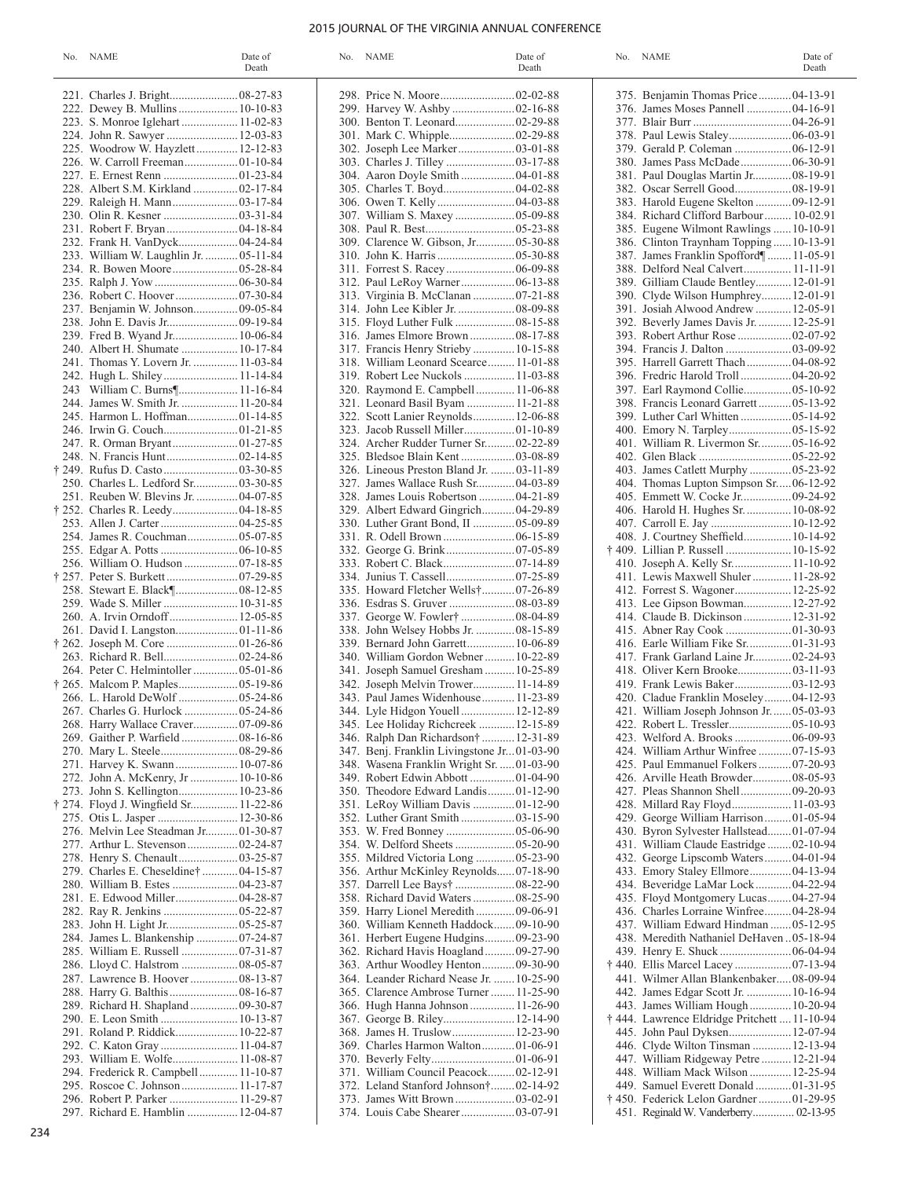| No. | NAME | Date of Death |
|---|---|---|
| 221. | Charles J. Bright | 08-27-83 |
| 222. | Dewey B. Mullins | 10-10-83 |
| 223. | S. Monroe Iglehart | 11-02-83 |
| 224. | John R. Sawyer | 12-03-83 |
| 225. | Woodrow W. Hayzlett | 12-12-83 |
| 226. | W. Carroll Freeman | 01-10-84 |
| 227. | E. Ernest Renn | 01-23-84 |
| 228. | Albert S.M. Kirkland | 02-17-84 |
| 229. | Raleigh H. Mann | 03-17-84 |
| 230. | Olin R. Kesner | 03-31-84 |
| 231. | Robert F. Bryan | 04-18-84 |
| 232. | Frank H. VanDyck | 04-24-84 |
| 233. | William W. Laughlin Jr. | 05-11-84 |
| 234. | R. Bowen Moore | 05-28-84 |
| 235. | Ralph J. Yow | 06-30-84 |
| 236. | Robert C. Hoover | 07-30-84 |
| 237. | Benjamin W. Johnson | 09-05-84 |
| 238. | John E. Davis Jr. | 09-19-84 |
| 239. | Fred B. Wyand Jr. | 10-06-84 |
| 240. | Albert H. Shumate | 10-17-84 |
| 241. | Thomas Y. Lovern Jr. | 11-03-84 |
| 242. | Hugh L. Shiley | 11-14-84 |
| 243 | William C. Burns¶ | 11-16-84 |
| 244. | James W. Smith Jr. | 11-20-84 |
| 245. | Harmon L. Hoffman | 01-14-85 |
| 246. | Irwin G. Couch | 01-21-85 |
| 247. | R. Orman Bryant | 01-27-85 |
| 248. | N. Francis Hunt | 02-14-85 |
| † 249. | Rufus D. Casto | 03-30-85 |
| 250. | Charles L. Ledford Sr. | 03-30-85 |
| 251. | Reuben W. Blevins Jr. | 04-07-85 |
| † 252. | Charles R. Leedy | 04-18-85 |
| 253. | Allen J. Carter | 04-25-85 |
| 254. | James R. Couchman | 05-07-85 |
| 255. | Edgar A. Potts | 06-10-85 |
| 256. | William O. Hudson | 07-18-85 |
| † 257. | Peter S. Burkett | 07-29-85 |
| 258. | Stewart E. Black¶ | 08-12-85 |
| 259. | Wade S. Miller | 10-31-85 |
| 260. | A. Irvin Orndoff | 12-05-85 |
| 261. | David I. Langston | 01-11-86 |
| † 262. | Joseph M. Core | 01-26-86 |
| 263. | Richard R. Bell | 02-24-86 |
| 264. | Peter C. Helmintoller | 05-01-86 |
| † 265. | Malcom P. Maples | 05-19-86 |
| 266. | L. Harold DeWolf | 05-24-86 |
| 267. | Charles G. Hurlock | 05-24-86 |
| 268. | Harry Wallace Craver | 07-09-86 |
| 269. | Gaither P. Warfield | 08-16-86 |
| 270. | Mary L. Steele | 08-29-86 |
| 271. | Harvey K. Swann | 10-07-86 |
| 272. | John A. McKenry, Jr | 10-10-86 |
| 273. | John S. Kellington | 10-23-86 |
| † 274. | Floyd J. Wingfield Sr. | 11-22-86 |
| 275. | Otis L. Jasper | 12-30-86 |
| 276. | Melvin Lee Steadman Jr. | 01-30-87 |
| 277. | Arthur L. Stevenson | 02-24-87 |
| 278. | Henry S. Chenault | 03-25-87 |
| 279. | Charles E. Cheseldine† | 04-15-87 |
| 280. | William B. Estes | 04-23-87 |
| 281. | E. Edwood Miller | 04-28-87 |
| 282. | Ray R. Jenkins | 05-22-87 |
| 283. | John H. Light Jr. | 05-25-87 |
| 284. | James L. Blankenship | 07-24-87 |
| 285. | William E. Russell | 07-31-87 |
| 286. | Lloyd C. Halstrom | 08-05-87 |
| 287. | Lawrence B. Hoover | 08-13-87 |
| 288. | Harry G. Balthis | 08-16-87 |
| 289. | Richard H. Shapland | 09-30-87 |
| 290. | E. Leon Smith | 10-13-87 |
| 291. | Roland P. Riddick | 10-22-87 |
| 292. | C. Katon Gray | 11-04-87 |
| 293. | William E. Wolfe | 11-08-87 |
| 294. | Frederick R. Campbell | 11-10-87 |
| 295. | Roscoe C. Johnson | 11-17-87 |
| 296. | Robert P. Parker | 11-29-87 |
| 297. | Richard E. Hamblin | 12-04-87 |
| 298. | Price N. Moore | 02-02-88 |
| 299. | Harvey W. Ashby | 02-16-88 |
| 300. | Benton T. Leonard | 02-29-88 |
| 301. | Mark C. Whipple | 02-29-88 |
| 302. | Joseph Lee Marker | 03-01-88 |
| 303. | Charles J. Tilley | 03-17-88 |
| 304. | Aaron Doyle Smith | 04-01-88 |
| 305. | Charles T. Boyd | 04-02-88 |
| 306. | Owen T. Kelly | 04-03-88 |
| 307. | William S. Maxey | 05-09-88 |
| 308. | Paul R. Best | 05-23-88 |
| 309. | Clarence W. Gibson, Jr. | 05-30-88 |
| 310. | John K. Harris | 05-30-88 |
| 311. | Forrest S. Racey | 06-09-88 |
| 312. | Paul LeRoy Warner | 06-13-88 |
| 313. | Virginia B. McClanan | 07-21-88 |
| 314. | John Lee Kibler Jr. | 08-09-88 |
| 315. | Floyd Luther Fulk | 08-15-88 |
| 316. | James Elmore Brown | 08-17-88 |
| 317. | Francis Henry Strieby | 10-15-88 |
| 318. | William Leonard Scearce | 11-01-88 |
| 319. | Robert Lee Nuckols | 11-03-88 |
| 320. | Raymond E. Campbell | 11-06-88 |
| 321. | Leonard Basil Byam | 11-21-88 |
| 322. | Scott Lanier Reynolds | 12-06-88 |
| 323. | Jacob Russell Miller | 01-10-89 |
| 324. | Archer Rudder Turner Sr. | 02-22-89 |
| 325. | Bledsoe Blain Kent | 03-08-89 |
| 326. | Lineous Preston Bland Jr. | 03-11-89 |
| 327. | James Wallace Rush Sr. | 04-03-89 |
| 328. | James Louis Robertson | 04-21-89 |
| 329. | Albert Edward Gingrich | 04-29-89 |
| 330. | Luther Grant Bond, II | 05-09-89 |
| 331. | R. Odell Brown | 06-15-89 |
| 332. | George G. Brink | 07-05-89 |
| 333. | Robert C. Black | 07-14-89 |
| 334. | Junius T. Cassell | 07-25-89 |
| 335. | Howard Fletcher Wells† | 07-26-89 |
| 336. | Esdras S. Gruver | 08-03-89 |
| 337. | George W. Fowler† | 08-04-89 |
| 338. | John Welsey Hobbs Jr. | 08-15-89 |
| 339. | Bernard John Garrett | 10-06-89 |
| 340. | William Gordon Webner | 10-22-89 |
| 341. | Joseph Samuel Gresham | 10-25-89 |
| 342. | Joseph Melvin Trower | 11-14-89 |
| 343. | Paul James Widenhouse | 11-23-89 |
| 344. | Lyle Hidgon Youell | 12-12-89 |
| 345. | Lee Holiday Richcreek | 12-15-89 |
| 346. | Ralph Dan Richardson† | 12-31-89 |
| 347. | Benj. Franklin Livingstone Jr. | 01-03-90 |
| 348. | Wasena Franklin Wright Sr. | 01-03-90 |
| 349. | Robert Edwin Abbott | 01-04-90 |
| 350. | Theodore Edward Landis | 01-12-90 |
| 351. | LeRoy William Davis | 01-12-90 |
| 352. | Luther Grant Smith | 03-15-90 |
| 353. | W. Fred Bonney | 05-06-90 |
| 354. | W. Delford Sheets | 05-20-90 |
| 355. | Mildred Victoria Long | 05-23-90 |
| 356. | Arthur McKinley Reynolds | 07-18-90 |
| 357. | Darrell Lee Bays† | 08-22-90 |
| 358. | Richard David Waters | 08-25-90 |
| 359. | Harry Lionel Meredith | 09-06-91 |
| 360. | William Kenneth Haddock | 09-10-90 |
| 361. | Herbert Eugene Hudgins | 09-23-90 |
| 362. | Richard Havis Hoagland | 09-27-90 |
| 363. | Arthur Woodley Henton | 09-30-90 |
| 364. | Leander Richard Nease Jr. | 10-25-90 |
| 365. | Clarence Ambrose Turner | 11-25-90 |
| 366. | Hugh Hanna Johnson | 11-26-90 |
| 367. | George B. Riley | 12-14-90 |
| 368. | James H. Truslow | 12-23-90 |
| 369. | Charles Harmon Walton | 01-06-91 |
| 370. | Beverly Felty | 01-06-91 |
| 371. | William Council Peacock | 02-12-91 |
| 372. | Leland Stanford Johnson† | 02-14-92 |
| 373. | James Witt Brown | 03-02-91 |
| 374. | Louis Cabe Shearer | 03-07-91 |
| 375. | Benjamin Thomas Price | 04-13-91 |
| 376. | James Moses Pannell | 04-16-91 |
| 377. | Blair Burr | 04-26-91 |
| 378. | Paul Lewis Staley | 06-03-91 |
| 379. | Gerald P. Coleman | 06-12-91 |
| 380. | James Pass McDade | 06-30-91 |
| 381. | Paul Douglas Martin Jr. | 08-19-91 |
| 382. | Oscar Serrell Good | 08-19-91 |
| 383. | Harold Eugene Skelton | 09-12-91 |
| 384. | Richard Clifford Barbour | 10-02-91 |
| 385. | Eugene Wilmont Rawlings | 10-10-91 |
| 386. | Clinton Traynham Topping | 10-13-91 |
| 387. | James Franklin Spofford¶ | 11-05-91 |
| 388. | Delford Neal Calvert | 11-11-91 |
| 389. | Gilliam Claude Bentley | 12-01-91 |
| 390. | Clyde Wilson Humphrey | 12-01-91 |
| 391. | Josiah Alwood Andrew | 12-05-91 |
| 392. | Beverly James Davis Jr. | 12-25-91 |
| 393. | Robert Arthur Rose | 02-07-92 |
| 394. | Francis J. Dalton | 03-09-92 |
| 395. | Harrell Garrett Thach | 04-08-92 |
| 396. | Fredric Harold Troll | 04-20-92 |
| 397. | Earl Raymond Collie | 05-10-92 |
| 398. | Francis Leonard Garrett | 05-13-92 |
| 399. | Luther Carl Whitten | 05-14-92 |
| 400. | Emory N. Tarpley | 05-15-92 |
| 401. | William R. Livermon Sr. | 05-16-92 |
| 402. | Glen Black | 05-22-92 |
| 403. | James Catlett Murphy | 05-23-92 |
| 404. | Thomas Lupton Simpson Sr. | 06-12-92 |
| 405. | Emmett W. Cocke Jr. | 09-24-92 |
| 406. | Harold H. Hughes Sr. | 10-08-92 |
| 407. | Carroll E. Jay | 10-12-92 |
| 408. | J. Courtney Sheffield | 10-14-92 |
| † 409. | Lillian P. Russell | 10-15-92 |
| 410. | Joseph A. Kelly Sr. | 11-10-92 |
| 411. | Lewis Maxwell Shuler | 11-28-92 |
| 412. | Forrest S. Wagoner | 12-25-92 |
| 413. | Lee Gipson Bowman | 12-27-92 |
| 414. | Claude B. Dickinson | 12-31-92 |
| 415. | Abner Ray Cook | 01-30-93 |
| 416. | Earle William Fike Sr. | 01-31-93 |
| 417. | Frank Garland Laine Jr. | 02-24-93 |
| 418. | Oliver Kern Brooke | 03-11-93 |
| 419. | Frank Lewis Baker | 03-12-93 |
| 420. | Cladue Franklin Moseley | 04-12-93 |
| 421. | William Joseph Johnson Jr. | 05-03-93 |
| 422. | Robert L. Tressler | 05-10-93 |
| 423. | Welford A. Brooks | 06-09-93 |
| 424. | William Arthur Winfree | 07-15-93 |
| 425. | Paul Emmanuel Folkers | 07-20-93 |
| 426. | Arville Heath Browder | 08-05-93 |
| 427. | Pleas Shannon Shell | 09-20-93 |
| 428. | Millard Ray Floyd | 11-03-93 |
| 429. | George William Harrison | 01-05-94 |
| 430. | Byron Sylvester Hallstead | 01-07-94 |
| 431. | William Claude Eastridge | 02-10-94 |
| 432. | George Lipscomb Waters | 04-01-94 |
| 433. | Emory Staley Ellmore | 04-13-94 |
| 434. | Beveridge LaMar Lock | 04-22-94 |
| 435. | Floyd Montgomery Lucas | 04-27-94 |
| 436. | Charles Lorraine Winfree | 04-28-94 |
| 437. | William Edward Hindman | 05-12-95 |
| 438. | Meredith Nathaniel DeHaven | 05-18-94 |
| 439. | Henry E. Shuck | 06-04-94 |
| † 440. | Ellis Marcel Lacey | 07-13-94 |
| 441. | Wilmer Allan Blankenbaker | 08-09-94 |
| 442. | James Edgar Scott Jr. | 10-16-94 |
| 443. | James William Hough | 10-20-94 |
| † 444. | Lawrence Eldridge Pritchett | 11-10-94 |
| 445. | John Paul Dyksen | 12-07-94 |
| 446. | Clyde Wilton Tinsman | 12-13-94 |
| 447. | William Ridgeway Petre | 12-21-94 |
| 448. | William Mack Wilson | 12-25-94 |
| 449. | Samuel Everett Donald | 01-31-95 |
| † 450. | Federick Lelon Gardner | 01-29-95 |
| 451. | Reginald W. Vanderberry | 02-13-95 |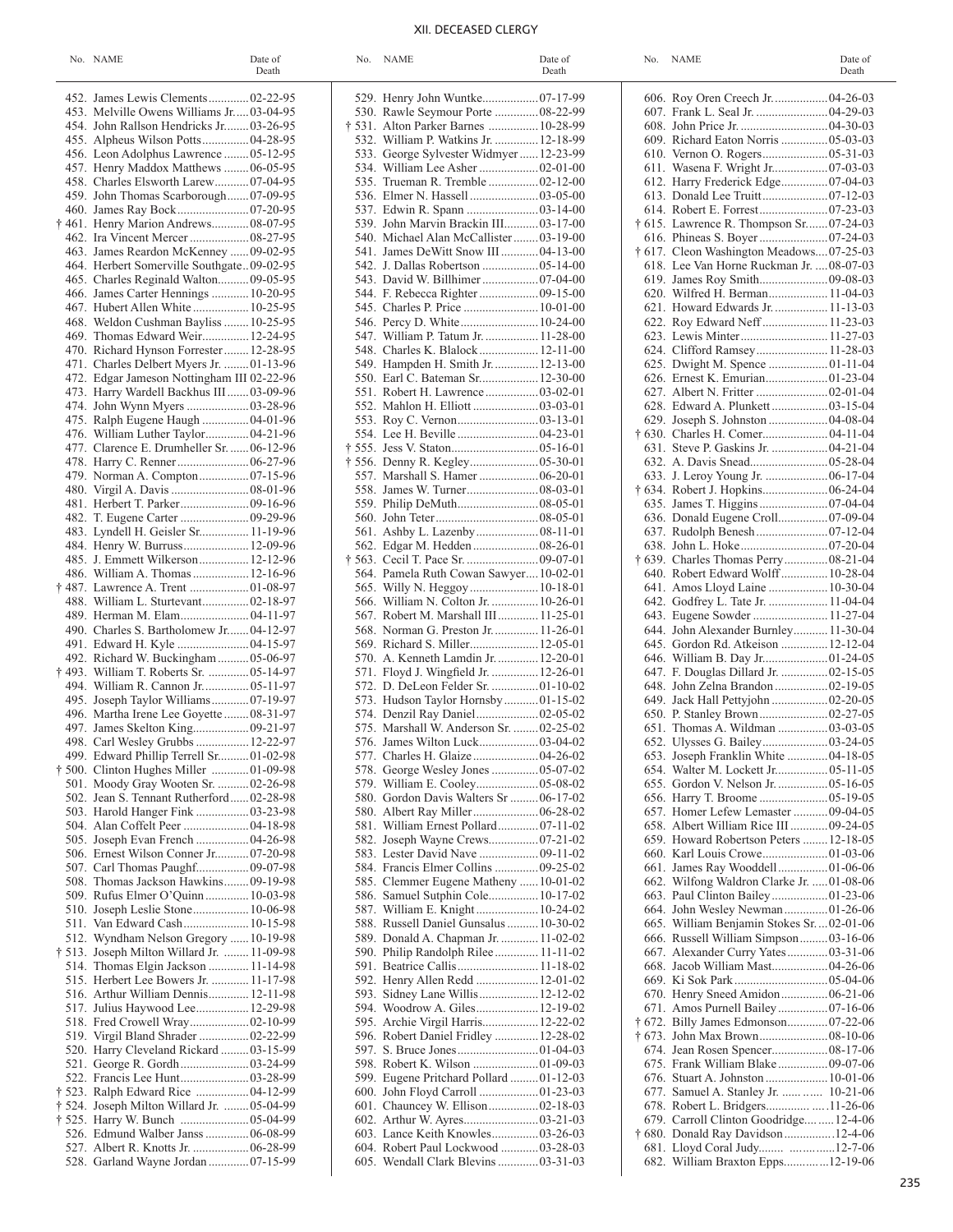## XII. DECEASED CLERGY

| No. | NAME | Date of Death |
|---|---|---|
| 452. | James Lewis Clements | 02-22-95 |
| 453. | Melville Owens Williams Jr. | 03-04-95 |
| 454. | John Rallson Hendricks Jr. | 03-26-95 |
| 455. | Alpheus Wilson Potts | 04-28-95 |
| 456. | Leon Adolphus Lawrence | 05-12-95 |
| 457. | Henry Maddox Matthews | 06-05-95 |
| 458. | Charles Elsworth Larew | 07-04-95 |
| 459. | John Thomas Scarborough | 07-09-95 |
| 460. | James Ray Bock | 07-20-95 |
| † 461. | Henry Marion Andrews | 08-07-95 |
| 462. | Ira Vincent Mercer | 08-27-95 |
| 463. | James Reardon McKenney | 09-02-95 |
| 464. | Herbert Somerville Southgate | 09-02-95 |
| 465. | Charles Reginald Walton | 09-05-95 |
| 466. | James Carter Hennings | 10-20-95 |
| 467. | Hubert Allen White | 10-25-95 |
| 468. | Weldon Cushman Bayliss | 10-25-95 |
| 469. | Thomas Edward Weir | 12-24-95 |
| 470. | Richard Hynson Forrester | 12-28-95 |
| 471. | Charles Delbert Myers Jr. | 01-13-96 |
| 472. | Edgar Jameson Nottingham III | 02-22-96 |
| 473. | Harry Wardell Backhus III | 03-09-96 |
| 474. | John Wynn Myers | 03-28-96 |
| 475. | Ralph Eugene Haugh | 04-01-96 |
| 476. | William Luther Taylor | 04-21-96 |
| 477. | Clarence E. Drumheller Sr. | 06-12-96 |
| 478. | Harry C. Renner | 06-27-96 |
| 479. | Norman A. Compton | 07-15-96 |
| 480. | Virgil A. Davis | 08-01-96 |
| 481. | Herbert T. Parker | 09-16-96 |
| 482. | T. Eugene Carter | 09-29-96 |
| 483. | Lyndell H. Geisler Sr. | 11-19-96 |
| 484. | Henry W. Burruss | 12-09-96 |
| 485. | J. Emmett Wilkerson | 12-12-96 |
| 486. | William A. Thomas | 12-16-96 |
| † 487. | Lawrence A. Trent | 01-08-97 |
| 488. | William L. Sturtevant | 02-18-97 |
| 489. | Herman M. Elam | 04-11-97 |
| 490. | Charles S. Bartholomew Jr. | 04-12-97 |
| 491. | Edward H. Kyle | 04-15-97 |
| 492. | Richard W. Buckingham | 05-06-97 |
| † 493. | William T. Roberts Sr. | 05-14-97 |
| 494. | William R. Cannon Jr. | 05-11-97 |
| 495. | Joseph Taylor Williams | 07-19-97 |
| 496. | Martha Irene Lee Goyette | 08-31-97 |
| 497. | James Skelton King | 09-21-97 |
| 498. | Carl Wesley Grubbs | 12-22-97 |
| 499. | Edward Phillip Terrell Sr. | 01-02-98 |
| † 500. | Clinton Hughes Miller | 01-09-98 |
| 501. | Moody Gray Wooten Sr. | 02-26-98 |
| 502. | Jean S. Tennant Rutherford | 02-28-98 |
| 503. | Harold Hanger Fink | 03-23-98 |
| 504. | Alan Coffelt Peer | 04-18-98 |
| 505. | Joseph Evan French | 04-26-98 |
| 506. | Ernest Wilson Conner Jr. | 07-20-98 |
| 507. | Carl Thomas Paughf | 09-07-98 |
| 508. | Thomas Jackson Hawkins | 09-19-98 |
| 509. | Rufus Elmer O'Quinn | 10-03-98 |
| 510. | Joseph Leslie Stone | 10-06-98 |
| 511. | Van Edward Cash | 10-15-98 |
| 512. | Wyndham Nelson Gregory | 10-19-98 |
| † 513. | Joseph Milton Willard Jr. | 11-09-98 |
| 514. | Thomas Elgin Jackson | 11-14-98 |
| 515. | Herbert Lee Bowers Jr. | 11-17-98 |
| 516. | Arthur William Dennis | 12-11-98 |
| 517. | Julius Haywood Lee | 12-29-98 |
| 518. | Fred Crowell Wray | 02-10-99 |
| 519. | Virgil Bland Shrader | 02-22-99 |
| 520. | Harry Cleveland Rickard | 03-15-99 |
| 521. | George R. Gordh | 03-24-99 |
| 522. | Francis Lee Hunt | 03-28-99 |
| † 523. | Ralph Edward Rice | 04-12-99 |
| † 524. | Joseph Milton Willard Jr. | 05-04-99 |
| † 525. | Harry W. Bunch | 05-04-99 |
| 526. | Edmund Walber Janss | 06-08-99 |
| 527. | Albert R. Knotts Jr. | 06-28-99 |
| 528. | Garland Wayne Jordan | 07-15-99 |
| 529. | Henry John Wuntke | 07-17-99 |
| 530. | Rawle Seymour Porte | 08-22-99 |
| † 531. | Alton Parker Barnes | 10-28-99 |
| 532. | William P. Watkins Jr. | 12-18-99 |
| 533. | George Sylvester Widmyer | 12-23-99 |
| 534. | William Lee Asher | 02-01-00 |
| 535. | Trueman R. Tremble | 02-12-00 |
| 536. | Elmer N. Hassell | 03-05-00 |
| 537. | Edwin R. Spann | 03-14-00 |
| 539. | John Marvin Brackin III | 03-17-00 |
| 540. | Michael Alan McCallister | 03-19-00 |
| 541. | James DeWitt Snow III | 04-13-00 |
| 542. | J. Dallas Robertson | 05-14-00 |
| 543. | David W. Billhimer | 07-04-00 |
| 544. | F. Rebecca Righter | 09-15-00 |
| 545. | Charles P. Price | 10-01-00 |
| 546. | Percy D. White | 10-24-00 |
| 547. | William P. Tatum Jr. | 11-28-00 |
| 548. | Charles K. Blalock | 12-11-00 |
| 549. | Hampden H. Smith Jr. | 12-13-00 |
| 550. | Earl C. Bateman Sr. | 12-30-00 |
| 551. | Robert H. Lawrence | 03-02-01 |
| 552. | Mahlon H. Elliott | 03-03-01 |
| 553. | Roy C. Vernon | 03-13-01 |
| 554. | Lee H. Beville | 04-23-01 |
| † 555. | Jess V. Staton | 05-16-01 |
| † 556. | Denny R. Kegley | 05-30-01 |
| 557. | Marshall S. Hamer | 06-20-01 |
| 558. | James W. Turner | 08-03-01 |
| 559. | Philip DeMuth | 08-05-01 |
| 560. | John Teter | 08-05-01 |
| 561. | Ashby L. Lazenby | 08-11-01 |
| 562. | Edgar M. Hedden | 08-26-01 |
| † 563. | Cecil T. Pace Sr. | 09-07-01 |
| 564. | Pamela Ruth Cowan Sawyer | 10-02-01 |
| 565. | Willy N. Heggoy | 10-18-01 |
| 566. | William N. Colton Jr. | 10-26-01 |
| 567. | Robert M. Marshall III | 11-25-01 |
| 568. | Norman G. Preston Jr. | 11-26-01 |
| 569. | Richard S. Miller | 12-05-01 |
| 570. | A. Kenneth Lamdin Jr. | 12-20-01 |
| 571. | Floyd J. Wingfield Jr. | 12-26-01 |
| 572. | D. DeLeon Felder Sr. | 01-10-02 |
| 573. | Hudson Taylor Hornsby | 01-15-02 |
| 574. | Denzil Ray Daniel | 02-05-02 |
| 575. | Marshall W. Anderson Sr. | 02-25-02 |
| 576. | James Wilton Luck | 03-04-02 |
| 577. | Charles H. Glaize | 04-26-02 |
| 578. | George Wesley Jones | 05-07-02 |
| 579. | William E. Cooley | 05-08-02 |
| 580. | Gordon Davis Walters Sr. | 06-17-02 |
| 580. | Albert Ray Miller | 06-28-02 |
| 581. | William Ernest Pollard | 07-11-02 |
| 582. | Joseph Wayne Crews | 07-21-02 |
| 583. | Lester David Nave | 09-11-02 |
| 584. | Francis Elmer Collins | 09-25-02 |
| 585. | Clemmer Eugene Matheny | 10-01-02 |
| 586. | Samuel Sutphin Cole | 10-17-02 |
| 587. | William E. Knight | 10-24-02 |
| 588. | Russell Daniel Gunsalus | 10-30-02 |
| 589. | Donald A. Chapman Jr. | 11-02-02 |
| 590. | Philip Randolph Rilee | 11-11-02 |
| 591. | Beatrice Callis | 11-18-02 |
| 592. | Henry Allen Redd | 12-01-02 |
| 593. | Sidney Lane Willis | 12-12-02 |
| 594. | Woodrow A. Giles | 12-19-02 |
| 595. | Archie Virgil Harris | 12-22-02 |
| 596. | Robert Daniel Fridley | 12-28-02 |
| 597. | S. Bruce Jones | 01-04-03 |
| 598. | Robert K. Wilson | 01-09-03 |
| 599. | Eugene Pritchard Pollard | 01-12-03 |
| 600. | John Floyd Carroll | 01-23-03 |
| 601. | Chauncey W. Ellison | 02-18-03 |
| 602. | Arthur W. Ayres | 03-21-03 |
| 603. | Lance Keith Knowles | 03-26-03 |
| 604. | Robert Paul Lockwood | 03-28-03 |
| 605. | Wendall Clark Blevins | 03-31-03 |
| 606. | Roy Oren Creech Jr. | 04-26-03 |
| 607. | Frank L. Seal Jr. | 04-29-03 |
| 608. | John Price Jr. | 04-30-03 |
| 609. | Richard Eaton Norris | 05-03-03 |
| 610. | Vernon O. Rogers | 05-31-03 |
| 611. | Wasena F. Wright Jr. | 07-03-03 |
| 612. | Harry Frederick Edge | 07-04-03 |
| 613. | Donald Lee Truitt | 07-12-03 |
| 614. | Robert E. Forrest | 07-23-03 |
| † 615. | Lawrence R. Thompson Sr. | 07-24-03 |
| 616. | Phineas S. Boyer | 07-24-03 |
| † 617. | Cleon Washington Meadows | 07-25-03 |
| 618. | Lee Van Horne Ruckman Jr. | 08-07-03 |
| 619. | James Roy Smith | 09-08-03 |
| 620. | Wilfred H. Berman | 11-04-03 |
| 621. | Howard Edwards Jr. | 11-13-03 |
| 622. | Roy Edward Neff | 11-23-03 |
| 623. | Lewis Minter | 11-27-03 |
| 624. | Clifford Ramsey | 11-28-03 |
| 625. | Dwight M. Spence | 01-11-04 |
| 626. | Ernest K. Emurian | 01-23-04 |
| 627. | Albert N. Fritter | 02-01-04 |
| 628. | Edward A. Plunkett | 03-15-04 |
| 629. | Joseph S. Johnston | 04-08-04 |
| † 630. | Charles H. Comer | 04-11-04 |
| 631. | Steve P. Gaskins Jr. | 04-21-04 |
| 632. | A. Davis Snead | 05-28-04 |
| 633. | J. Leroy Young Jr. | 06-17-04 |
| † 634. | Robert J. Hopkins | 06-24-04 |
| 635. | James T. Higgins | 07-04-04 |
| 636. | Donald Eugene Croll | 07-09-04 |
| 637. | Rudolph Benesh | 07-12-04 |
| 638. | John L. Hoke | 07-20-04 |
| † 639. | Charles Thomas Perry | 08-21-04 |
| 640. | Robert Edward Wolff | 10-28-04 |
| 641. | Amos Lloyd Laine | 10-30-04 |
| 642. | Godfrey L. Tate Jr. | 11-04-04 |
| 643. | Eugene Sowder | 11-27-04 |
| 644. | John Alexander Burnley | 11-30-04 |
| 645. | Gordon Rd. Atkeison | 12-12-04 |
| 646. | William B. Day Jr. | 01-24-05 |
| 647. | F. Douglas Dillard Jr. | 02-15-05 |
| 648. | John Zelna Brandon | 02-19-05 |
| 649. | Jack Hall Pettyjohn | 02-20-05 |
| 650. | P. Stanley Brown | 02-27-05 |
| 651. | Thomas A. Wildman | 03-03-05 |
| 652. | Ulysses G. Bailey | 03-24-05 |
| 653. | Joseph Franklin White | 04-18-05 |
| 654. | Walter M. Lockett Jr. | 05-11-05 |
| 655. | Gordon V. Nelson Jr. | 05-16-05 |
| 656. | Harry T. Broome | 05-19-05 |
| 657. | Homer Lefew Lemaster | 09-04-05 |
| 658. | Albert William Rice III | 09-24-05 |
| 659. | Howard Robertson Peters | 12-18-05 |
| 660. | Karl Louis Crowe | 01-03-06 |
| 661. | James Ray Wooddell | 01-06-06 |
| 662. | Wilfong Waldron Clarke Jr. | 01-08-06 |
| 663. | Paul Clinton Bailey | 01-23-06 |
| 664. | John Wesley Newman | 01-26-06 |
| 665. | William Benjamin Stokes Sr. | 02-01-06 |
| 666. | Russell William Simpson | 03-16-06 |
| 667. | Alexander Curry Yates | 03-31-06 |
| 668. | Jacob William Mast | 04-26-06 |
| 669. | Ki Sok Park | 05-04-06 |
| 670. | Henry Sneed Amidon | 06-21-06 |
| 671. | Amos Purnell Bailey | 07-16-06 |
| † 672. | Billy James Edmonson | 07-22-06 |
| † 673. | John Max Brown | 08-10-06 |
| 674. | Jean Rosen Spencer | 08-17-06 |
| 675. | Frank William Blake | 09-07-06 |
| 676. | Stuart A. Johnston | 10-01-06 |
| 677. | Samuel A. Stanley Jr. | 10-21-06 |
| 678. | Robert L. Bridgers | 11-26-06 |
| 679. | Carroll Clinton Goodridge | 12-4-06 |
| † 680. | Donald Ray Davidson | 12-4-06 |
| 681. | Lloyd Coral Judy | 12-7-06 |
| 682. | William Braxton Epps | 12-19-06 |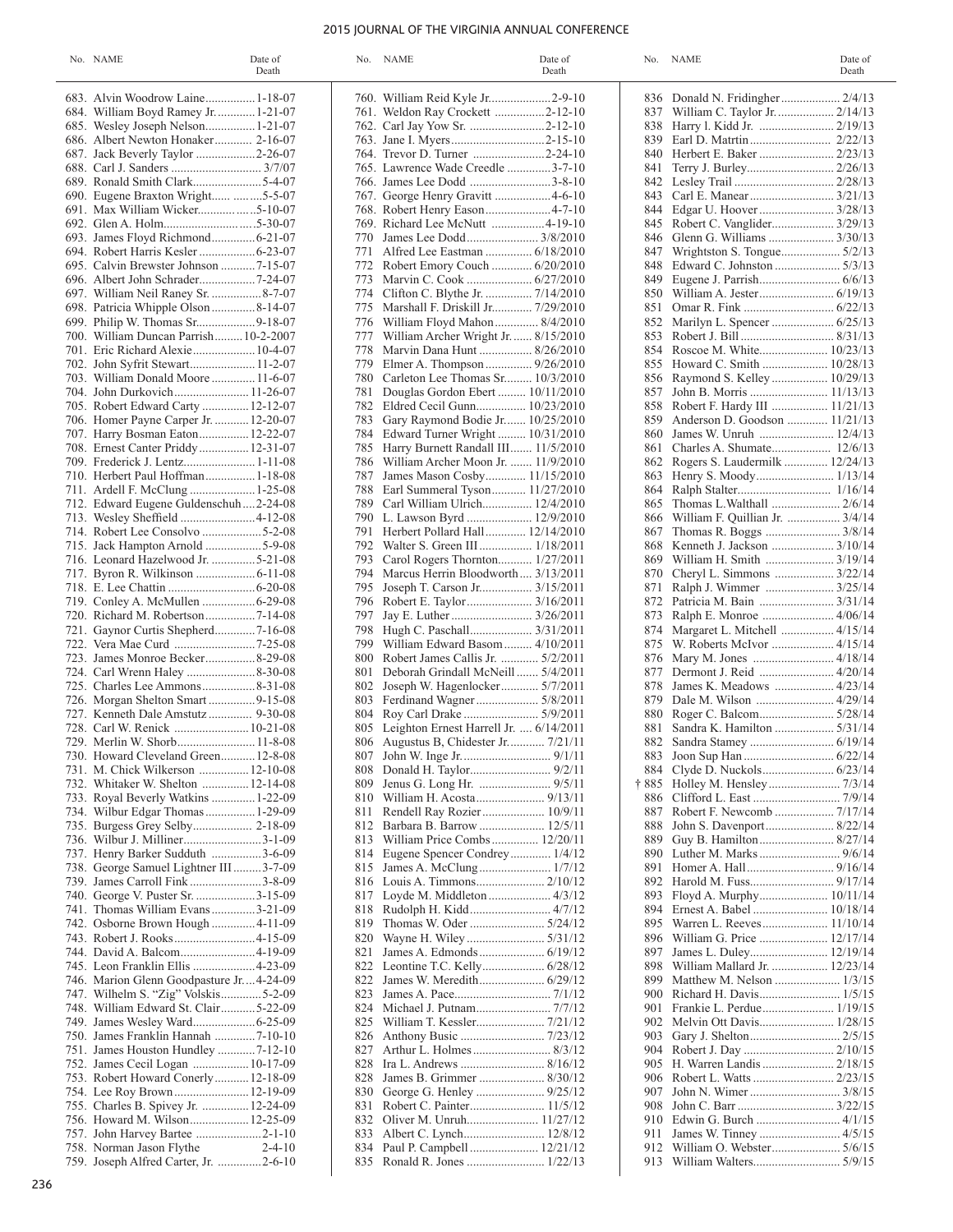| No. | NAME | Date of Death |
|---|---|---|
| 683. | Alvin Woodrow Laine | 1-18-07 |
| 684. | William Boyd Ramey Jr. | 1-21-07 |
| 685. | Wesley Joseph Nelson | 1-21-07 |
| 686. | Albert Newton Honaker | 2-16-07 |
| 687. | Jack Beverly Taylor | 2-26-07 |
| 688. | Carl J. Sanders | 3/7/07 |
| 689. | Ronald Smith Clark | 5-4-07 |
| 690. | Eugene Braxton Wright | 5-5-07 |
| 691. | Max William Wicker | 5-10-07 |
| 692. | Glen A. Holm | 5-30-07 |
| 693. | James Floyd Richmond | 6-21-07 |
| 694. | Robert Harris Kesler | 6-23-07 |
| 695. | Calvin Brewster Johnson | 7-15-07 |
| 696. | Albert John Schrader | 7-24-07 |
| 697. | William Neil Raney Sr. | 8-7-07 |
| 698. | Patricia Whipple Olson | 8-14-07 |
| 699. | Philip W. Thomas Sr. | 9-18-07 |
| 700. | William Duncan Parrish | 10-2-2007 |
| 701. | Eric Richard Alexie | 10-4-07 |
| 702. | John Syfrit Stewart | 11-2-07 |
| 703. | William Donald Moore | 11-6-07 |
| 704. | John Durkovich | 11-26-07 |
| 705. | Robert Edward Carty | 12-12-07 |
| 706. | Homer Payne Carper Jr. | 12-20-07 |
| 707. | Harry Bosman Eaton | 12-22-07 |
| 708. | Ernest Canter Priddy | 12-31-07 |
| 709. | Frederick J. Lentz | 1-11-08 |
| 710. | Herbert Paul Hoffman | 1-18-08 |
| 711. | Ardell F. McClung | 1-25-08 |
| 712. | Edward Eugene Guldenschuh | 2-24-08 |
| 713. | Wesley Sheffield | 4-12-08 |
| 714. | Robert Lee Consolvo | 5-2-08 |
| 715. | Jack Hampton Arnold | 5-9-08 |
| 716. | Leonard Hazelwood Jr. | 5-21-08 |
| 717. | Byron R. Wilkinson | 6-11-08 |
| 718. | E. Lee Chattin | 6-20-08 |
| 719. | Conley A. McMullen | 6-29-08 |
| 720. | Richard M. Robertson | 7-14-08 |
| 721. | Gaynor Curtis Shepherd | 7-16-08 |
| 722. | Vera Mae Curd | 7-25-08 |
| 723. | James Monroe Becker | 8-29-08 |
| 724. | Carl Wrenn Haley | 8-30-08 |
| 725. | Charles Lee Ammons | 8-31-08 |
| 726. | Morgan Shelton Smart | 9-15-08 |
| 727. | Kenneth Dale Amstutz | 9-30-08 |
| 728. | Carl W. Renick | 10-21-08 |
| 729. | Merlin W. Shorb | 11-8-08 |
| 730. | Howard Cleveland Green | 12-8-08 |
| 731. | M. Chick Wilkerson | 12-10-08 |
| 732. | Whitaker W. Shelton | 12-14-08 |
| 733. | Royal Beverly Watkins | 1-22-09 |
| 734. | Wilbur Edgar Thomas | 1-29-09 |
| 735. | Burgess Grey Selby | 2-18-09 |
| 736. | Wilbur J. Milliner | 3-1-09 |
| 737. | Henry Barker Sudduth | 3-6-09 |
| 738. | George Samuel Lightner III | 3-7-09 |
| 739. | James Carroll Fink | 3-8-09 |
| 740. | George V. Puster Sr. | 3-15-09 |
| 741. | Thomas William Evans | 3-21-09 |
| 742. | Osborne Brown Hough | 4-11-09 |
| 743. | Robert J. Rooks | 4-15-09 |
| 744. | David A. Balcom | 4-19-09 |
| 745. | Leon Franklin Ellis | 4-23-09 |
| 746. | Marion Glenn Goodpasture Jr. | 4-24-09 |
| 747. | Wilhelm S. "Zig" Volskis | 5-2-09 |
| 748. | William Edward St. Clair | 5-22-09 |
| 749. | James Wesley Ward | 6-25-09 |
| 750. | James Franklin Hannah | 7-10-10 |
| 751. | James Houston Hundley | 7-12-10 |
| 752. | James Cecil Logan | 10-17-09 |
| 753. | Robert Howard Conerly | 12-18-09 |
| 754. | Lee Roy Brown | 12-19-09 |
| 755. | Charles B. Spivey Jr. | 12-24-09 |
| 756. | Howard M. Wilson | 12-25-09 |
| 757. | John Harvey Bartee | 2-1-10 |
| 758. | Norman Jason Flythe | 2-4-10 |
| 759. | Joseph Alfred Carter, Jr. | 2-6-10 |
| 760. | William Reid Kyle Jr. | 2-9-10 |
| 761. | Weldon Ray Crockett | 2-12-10 |
| 762. | Carl Jay Yow Sr. | 2-12-10 |
| 763. | Jane I. Myers | 2-15-10 |
| 764. | Trevor D. Turner | 2-24-10 |
| 765. | Lawrence Wade Creedle | 3-7-10 |
| 766. | James Lee Dodd | 3-8-10 |
| 767. | George Henry Gravitt | 4-6-10 |
| 768. | Robert Henry Eason | 4-7-10 |
| 769. | Richard Lee McNutt | 4-19-10 |
| 770 | James Lee Dodd | 3/8/2010 |
| 771 | Alfred Lee Eastman | 6/18/2010 |
| 772 | Robert Emory Couch | 6/20/2010 |
| 773 | Marvin C. Cook | 6/27/2010 |
| 774 | Clifton C. Blythe Jr. | 7/14/2010 |
| 775 | Marshall F. Driskill Jr. | 7/29/2010 |
| 776 | William Floyd Mahon | 8/4/2010 |
| 777 | William Archer Wright Jr. | 8/15/2010 |
| 778 | Marvin Dana Hunt | 8/26/2010 |
| 779 | Elmer A. Thompson | 9/26/2010 |
| 780 | Carleton Lee Thomas Sr. | 10/3/2010 |
| 781 | Douglas Gordon Ebert | 10/11/2010 |
| 782 | Eldred Cecil Gunn | 10/23/2010 |
| 783 | Gary Raymond Bodie Jr. | 10/25/2010 |
| 784 | Edward Turner Wright | 10/31/2010 |
| 785 | Harry Burnett Randall III | 11/5/2010 |
| 786 | William Archer Moon Jr. | 11/9/2010 |
| 787 | James Mason Cosby | 11/15/2010 |
| 788 | Earl Summeral Tyson | 11/27/2010 |
| 789 | Carl William Ulrich | 12/4/2010 |
| 790 | L. Lawson Byrd | 12/9/2010 |
| 791 | Herbert Pollard Hall | 12/14/2010 |
| 792 | Walter S. Green III | 1/18/2011 |
| 793 | Carol Rogers Thornton | 1/27/2011 |
| 794 | Marcus Herrin Bloodworth | 3/13/2011 |
| 795 | Joseph T. Carson Jr. | 3/15/2011 |
| 796 | Robert E. Taylor | 3/16/2011 |
| 797 | Jay E. Luther | 3/26/2011 |
| 798 | Hugh C. Paschall | 3/31/2011 |
| 799 | William Edward Basom | 4/10/2011 |
| 800 | Robert James Callis Jr. | 5/2/2011 |
| 801 | Deborah Grindall McNeill | 5/4/2011 |
| 802 | Joseph W. Hagenlocker | 5/7/2011 |
| 803 | Ferdinand Wagner | 5/8/2011 |
| 804 | Roy Carl Drake | 5/9/2011 |
| 805 | Leighton Ernest Harrell Jr. | 6/14/2011 |
| 806 | Augustus B, Chidester Jr. | 7/21/11 |
| 807 | John W. Inge Jr. | 9/1/11 |
| 808 | Donald H. Taylor | 9/2/11 |
| 809 | Jenus G. Long Hr. | 9/5/11 |
| 810 | William H. Acosta | 9/13/11 |
| 811 | Rendell Ray Rozier | 10/9/11 |
| 812 | Barbara B. Barrow | 12/5/11 |
| 813 | William Price Combs | 12/20/11 |
| 814 | Eugene Spencer Condrey | 1/4/12 |
| 815 | James A. McClung | 1/7/12 |
| 816 | Louis A. Timmons | 2/10/12 |
| 817 | Loyde M. Middleton | 4/3/12 |
| 818 | Rudolph H. Kidd | 4/7/12 |
| 819 | Thomas W. Oder | 5/24/12 |
| 820 | Wayne H. Wiley | 5/31/12 |
| 821 | James A. Edmonds | 6/19/12 |
| 822 | Leontine T.C. Kelly | 6/28/12 |
| 822 | James W. Meredith | 6/29/12 |
| 823 | James A. Pace | 7/1/12 |
| 824 | Michael J. Putnam | 7/7/12 |
| 825 | William T. Kessler | 7/21/12 |
| 826 | Anthony Busic | 7/23/12 |
| 827 | Arthur L. Holmes | 8/3/12 |
| 828 | Ira L. Andrews | 8/16/12 |
| 828 | James B. Grimmer | 8/30/12 |
| 830 | George G. Henley | 9/25/12 |
| 831 | Robert C. Painter | 11/5/12 |
| 832 | Oliver M. Unruh | 11/27/12 |
| 833 | Albert C. Lynch | 12/8/12 |
| 834 | Paul P. Campbell | 12/21/12 |
| 835 | Ronald R. Jones | 1/22/13 |
| 836 | Donald N. Fridingher | 2/4/13 |
| 837 | William C. Taylor Jr. | 2/14/13 |
| 838 | Harry l. Kidd Jr. | 2/19/13 |
| 839 | Earl D. Matrtin | 2/22/13 |
| 840 | Herbert E. Baker | 2/23/13 |
| 841 | Terry J. Burley | 2/26/13 |
| 842 | Lesley Trail | 2/28/13 |
| 843 | Carl E. Manear | 3/21/13 |
| 844 | Edgar U. Hoover | 3/28/13 |
| 845 | Robert C. Vanglider | 3/29/13 |
| 846 | Glenn G. Williams | 3/30/13 |
| 847 | Wrightston S. Tongue | 5/2/13 |
| 848 | Edward C. Johnston | 5/3/13 |
| 849 | Eugene J. Parrish | 6/6/13 |
| 850 | William A. Jester | 6/19/13 |
| 851 | Omar R. Fink | 6/22/13 |
| 852 | Marilyn L. Spencer | 6/25/13 |
| 853 | Robert J. Bill | 8/31/13 |
| 854 | Roscoe M. White | 10/23/13 |
| 855 | Howard C. Smith | 10/28/13 |
| 856 | Raymond S. Kelley | 10/29/13 |
| 857 | John B. Morris | 11/13/13 |
| 858 | Robert F. Hardy III | 11/21/13 |
| 859 | Anderson D. Goodson | 11/21/13 |
| 860 | James W. Unruh | 12/4/13 |
| 861 | Charles A. Shumate | 12/6/13 |
| 862 | Rogers S. Laudermilk | 12/24/13 |
| 863 | Henry S. Moody | 1/13/14 |
| 864 | Ralph Stalter | 1/16/14 |
| 865 | Thomas L.Walthall | 2/6/14 |
| 866 | William F. Quillian Jr. | 3/4/14 |
| 867 | Thomas R. Boggs | 3/8/14 |
| 868 | Kenneth J. Jackson | 3/10/14 |
| 869 | William H. Smith | 3/19/14 |
| 870 | Cheryl L. Simmons | 3/22/14 |
| 871 | Ralph J. Wimmer | 3/25/14 |
| 872 | Patricia M. Bain | 3/31/14 |
| 873 | Ralph E. Monroe | 4/06/14 |
| 874 | Margaret L. Mitchell | 4/15/14 |
| 875 | W. Roberts McIvor | 4/15/14 |
| 876 | Mary M. Jones | 4/18/14 |
| 877 | Dermont J. Reid | 4/20/14 |
| 878 | James K. Meadows | 4/23/14 |
| 879 | Dale M. Wilson | 4/29/14 |
| 880 | Roger C. Balcom | 5/28/14 |
| 881 | Sandra K. Hamilton | 5/31/14 |
| 882 | Sandra Stamey | 6/19/14 |
| 883 | Joon Sup Han | 6/22/14 |
| 884 | Clyde D. Nuckols | 6/23/14 |
| † 885 | Holley M. Hensley | 7/3/14 |
| 886 | Clifford L. East | 7/9/14 |
| 887 | Robert F. Newcomb | 7/17/14 |
| 888 | John S. Davenport | 8/22/14 |
| 889 | Guy B. Hamilton | 8/27/14 |
| 890 | Luther M. Marks | 9/6/14 |
| 891 | Homer A. Hall | 9/16/14 |
| 892 | Harold M. Fuss | 9/17/14 |
| 893 | Floyd A. Murphy | 10/11/14 |
| 894 | Ernest A. Babel | 10/18/14 |
| 895 | Warren L. Reeves | 11/10/14 |
| 896 | William G. Price | 12/17/14 |
| 897 | James L. Duley | 12/19/14 |
| 898 | William Mallard Jr. | 12/23/14 |
| 899 | Matthew M. Nelson | 1/3/15 |
| 900 | Richard H. Davis | 1/5/15 |
| 901 | Frankie L. Perdue | 1/19/15 |
| 902 | Melvin Ott Davis | 1/28/15 |
| 903 | Gary J. Shelton | 2/5/15 |
| 904 | Robert J. Day | 2/10/15 |
| 905 | H. Warren Landis | 2/18/15 |
| 906 | Robert L. Watts | 2/23/15 |
| 907 | John N. Wimer | 3/8/15 |
| 908 | John C. Barr | 3/22/15 |
| 910 | Edwin G. Burch | 4/1/15 |
| 911 | James W. Tinney | 4/5/15 |
| 912 | William O. Webster | 5/6/15 |
| 913 | William Walters | 5/9/15 |